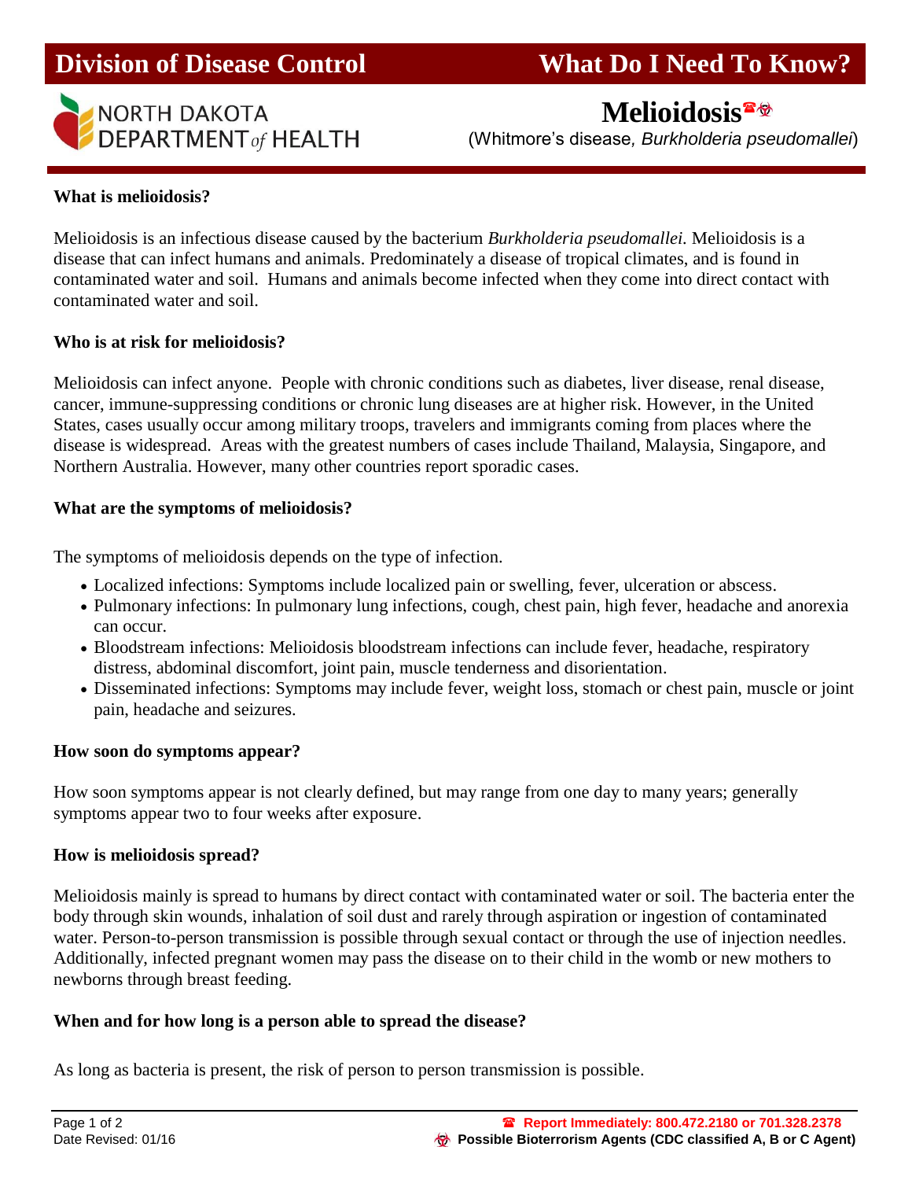# Division of Disease Control — What Do I Need To Know?

NORTH DAKOTA DEPARTMENT of HEALTH

## Melioidosis☎☣

(Whitmore's disease, *Burkholderia pseudomallei*)

**What is melioidosis?**

Melioidosis is an infectious disease caused by the bacterium *Burkholderia pseudomallei.* Melioidosis is a disease that can infect humans and animals. Predominately a disease of tropical climates, and is found in contaminated water and soil. Humans and animals become infected when they come into direct contact with contaminated water and soil.

**Who is at risk for melioidosis?**

Melioidosis can infect anyone. People with chronic conditions such as diabetes, liver disease, renal disease, cancer, immune-suppressing conditions or chronic lung diseases are at higher risk. However, in the United States, cases usually occur among military troops, travelers and immigrants coming from places where the disease is widespread. Areas with the greatest numbers of cases include Thailand, Malaysia, Singapore, and Northern Australia. However, many other countries report sporadic cases.

**What are the symptoms of melioidosis?**

The symptoms of melioidosis depends on the type of infection.

- Localized infections: Symptoms include localized pain or swelling, fever, ulceration or abscess.
- Pulmonary infections: In pulmonary lung infections, cough, chest pain, high fever, headache and anorexia can occur.
- Bloodstream infections: Melioidosis bloodstream infections can include fever, headache, respiratory distress, abdominal discomfort, joint pain, muscle tenderness and disorientation.
- Disseminated infections: Symptoms may include fever, weight loss, stomach or chest pain, muscle or joint pain, headache and seizures.

**How soon do symptoms appear?**

How soon symptoms appear is not clearly defined, but may range from one day to many years; generally symptoms appear two to four weeks after exposure.

**How is melioidosis spread?**

Melioidosis mainly is spread to humans by direct contact with contaminated water or soil. The bacteria enter the body through skin wounds, inhalation of soil dust and rarely through aspiration or ingestion of contaminated water. Person-to-person transmission is possible through sexual contact or through the use of injection needles. Additionally, infected pregnant women may pass the disease on to their child in the womb or new mothers to newborns through breast feeding.

**When and for how long is a person able to spread the disease?**

As long as bacteria is present, the risk of person to person transmission is possible.

Date Revised: 01/16

☎ **Report Immediately: 800.472.2180 or 701.328.2378**

☣ **Possible Bioterrorism Agents (CDC classified A, B or C Agent)**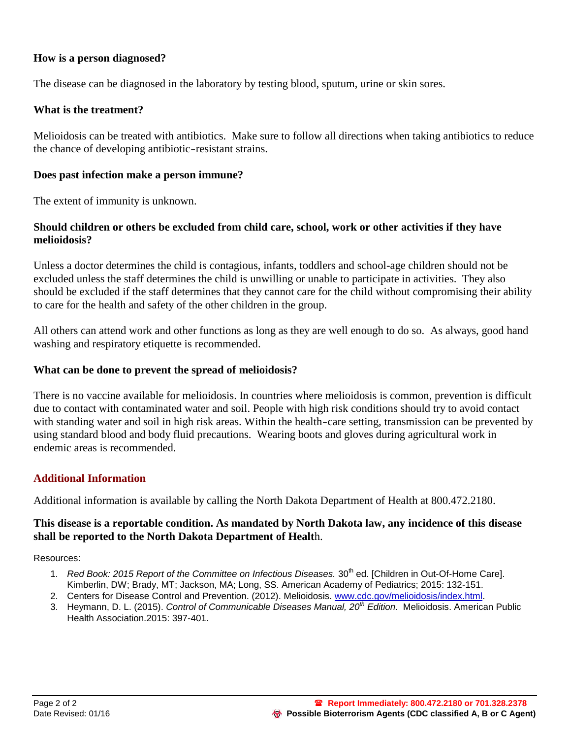### How is a person diagnosed?

The disease can be diagnosed in the laboratory by testing blood, sputum, urine or skin sores.

### What is the treatment?

Melioidosis can be treated with antibiotics. Make sure to follow all directions when taking antibiotics to reduce the chance of developing antibiotic-resistant strains.

### Does past infection make a person immune?

The extent of immunity is unknown.

### Should children or others be excluded from child care, school, work or other activities if they have melioidosis?

Unless a doctor determines the child is contagious, infants, toddlers and school-age children should not be excluded unless the staff determines the child is unwilling or unable to participate in activities. They also should be excluded if the staff determines that they cannot care for the child without compromising their ability to care for the health and safety of the other children in the group.

All others can attend work and other functions as long as they are well enough to do so. As always, good hand washing and respiratory etiquette is recommended.

### What can be done to prevent the spread of melioidosis?

There is no vaccine available for melioidosis. In countries where melioidosis is common, prevention is difficult due to contact with contaminated water and soil. People with high risk conditions should try to avoid contact with standing water and soil in high risk areas. Within the health-care setting, transmission can be prevented by using standard blood and body fluid precautions. Wearing boots and gloves during agricultural work in endemic areas is recommended.

## Additional Information

Additional information is available by calling the North Dakota Department of Health at 800.472.2180.

**This disease is a reportable condition. As mandated by North Dakota law, any incidence of this disease shall be reported to the North Dakota Department of Health.**

Resources:

1. *Red Book: 2015 Report of the Committee on Infectious Diseases.* 30th ed. [Children in Out-Of-Home Care]. Kimberlin, DW; Brady, MT; Jackson, MA; Long, SS. American Academy of Pediatrics; 2015: 132-151.
2. Centers for Disease Control and Prevention. (2012). Melioidosis. www.cdc.gov/melioidosis/index.html.
3. Heymann, D. L. (2015). *Control of Communicable Diseases Manual, 20th Edition*. Melioidosis. American Public Health Association.2015: 397-401.

Date Revised: 01/16

**Report Immediately: 800.472.2180 or 701.328.2378**

**Possible Bioterrorism Agents (CDC classified A, B or C Agent)**